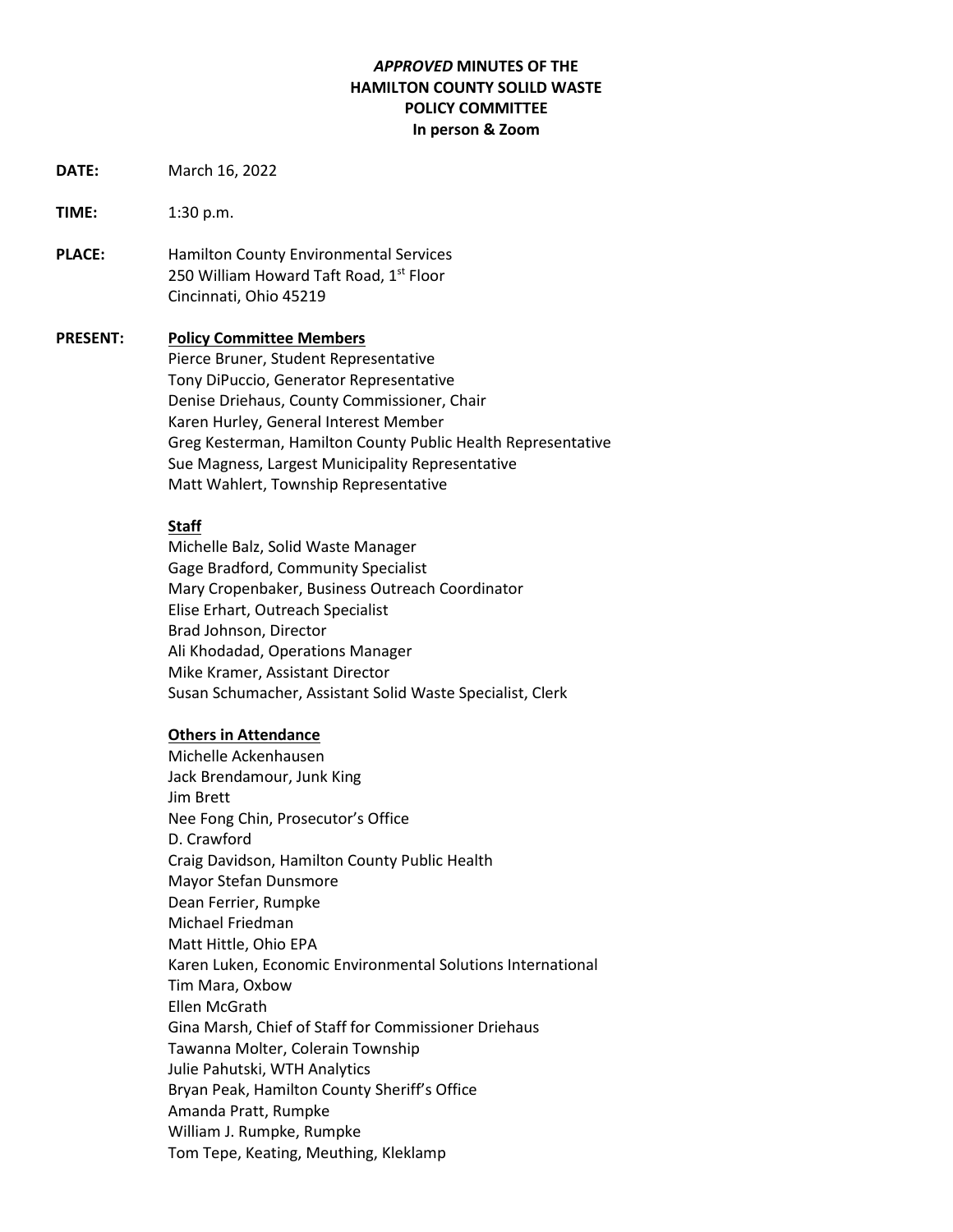# *APPROVED* MINUTES OF THE HAMILTON COUNTY SOLILD WASTE POLICY COMMITTEE

**In person & Zoom**

**DATE:** March 16, 2022

**TIME:** 1:30 p.m.

**PLACE:** Hamilton County Environmental Services
250 William Howard Taft Road, 1st Floor
Cincinnati, Ohio 45219

**PRESENT:**

**<u>Policy Committee Members</u>**

Pierce Bruner, Student Representative
Tony DiPuccio, Generator Representative
Denise Driehaus, County Commissioner, Chair
Karen Hurley, General Interest Member
Greg Kesterman, Hamilton County Public Health Representative
Sue Magness, Largest Municipality Representative
Matt Wahlert, Township Representative

**<u>Staff</u>**

Michelle Balz, Solid Waste Manager
Gage Bradford, Community Specialist
Mary Cropenbaker, Business Outreach Coordinator
Elise Erhart, Outreach Specialist
Brad Johnson, Director
Ali Khodadad, Operations Manager
Mike Kramer, Assistant Director
Susan Schumacher, Assistant Solid Waste Specialist, Clerk

**<u>Others in Attendance</u>**

Michelle Ackenhausen
Jack Brendamour, Junk King
Jim Brett
Nee Fong Chin, Prosecutor's Office
D. Crawford
Craig Davidson, Hamilton County Public Health
Mayor Stefan Dunsmore
Dean Ferrier, Rumpke
Michael Friedman
Matt Hittle, Ohio EPA
Karen Luken, Economic Environmental Solutions International
Tim Mara, Oxbow
Ellen McGrath
Gina Marsh, Chief of Staff for Commissioner Driehaus
Tawanna Molter, Colerain Township
Julie Pahutski, WTH Analytics
Bryan Peak, Hamilton County Sheriff's Office
Amanda Pratt, Rumpke
William J. Rumpke, Rumpke
Tom Tepe, Keating, Meuthing, Kleklamp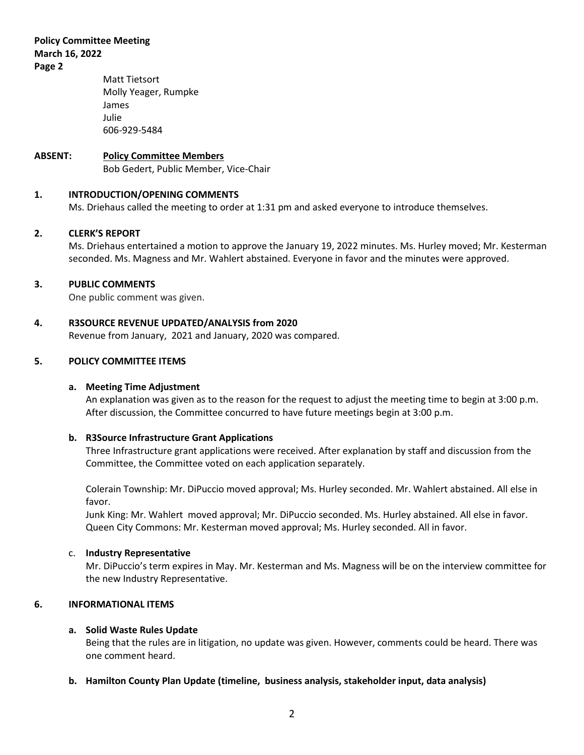Matt Tietsort
Molly Yeager, Rumpke
James
Julie
606-929-5484

**ABSENT:** **Policy Committee Members**
Bob Gedert, Public Member, Vice-Chair

## 1. INTRODUCTION/OPENING COMMENTS

Ms. Driehaus called the meeting to order at 1:31 pm and asked everyone to introduce themselves.

## 2. CLERK'S REPORT

Ms. Driehaus entertained a motion to approve the January 19, 2022 minutes. Ms. Hurley moved; Mr. Kesterman seconded. Ms. Magness and Mr. Wahlert abstained. Everyone in favor and the minutes were approved.

## 3. PUBLIC COMMENTS

One public comment was given.

## 4. R3SOURCE REVENUE UPDATED/ANALYSIS from 2020

Revenue from January, 2021 and January, 2020 was compared.

## 5. POLICY COMMITTEE ITEMS

### a. Meeting Time Adjustment

An explanation was given as to the reason for the request to adjust the meeting time to begin at 3:00 p.m. After discussion, the Committee concurred to have future meetings begin at 3:00 p.m.

### b. R3Source Infrastructure Grant Applications

Three Infrastructure grant applications were received. After explanation by staff and discussion from the Committee, the Committee voted on each application separately.

Colerain Township: Mr. DiPuccio moved approval; Ms. Hurley seconded. Mr. Wahlert abstained. All else in favor.
Junk King: Mr. Wahlert moved approval; Mr. DiPuccio seconded. Ms. Hurley abstained. All else in favor.
Queen City Commons: Mr. Kesterman moved approval; Ms. Hurley seconded. All in favor.

### c. Industry Representative

Mr. DiPuccio's term expires in May. Mr. Kesterman and Ms. Magness will be on the interview committee for the new Industry Representative.

## 6. INFORMATIONAL ITEMS

### a. Solid Waste Rules Update

Being that the rules are in litigation, no update was given. However, comments could be heard. There was one comment heard.

### b. Hamilton County Plan Update (timeline, business analysis, stakeholder input, data analysis)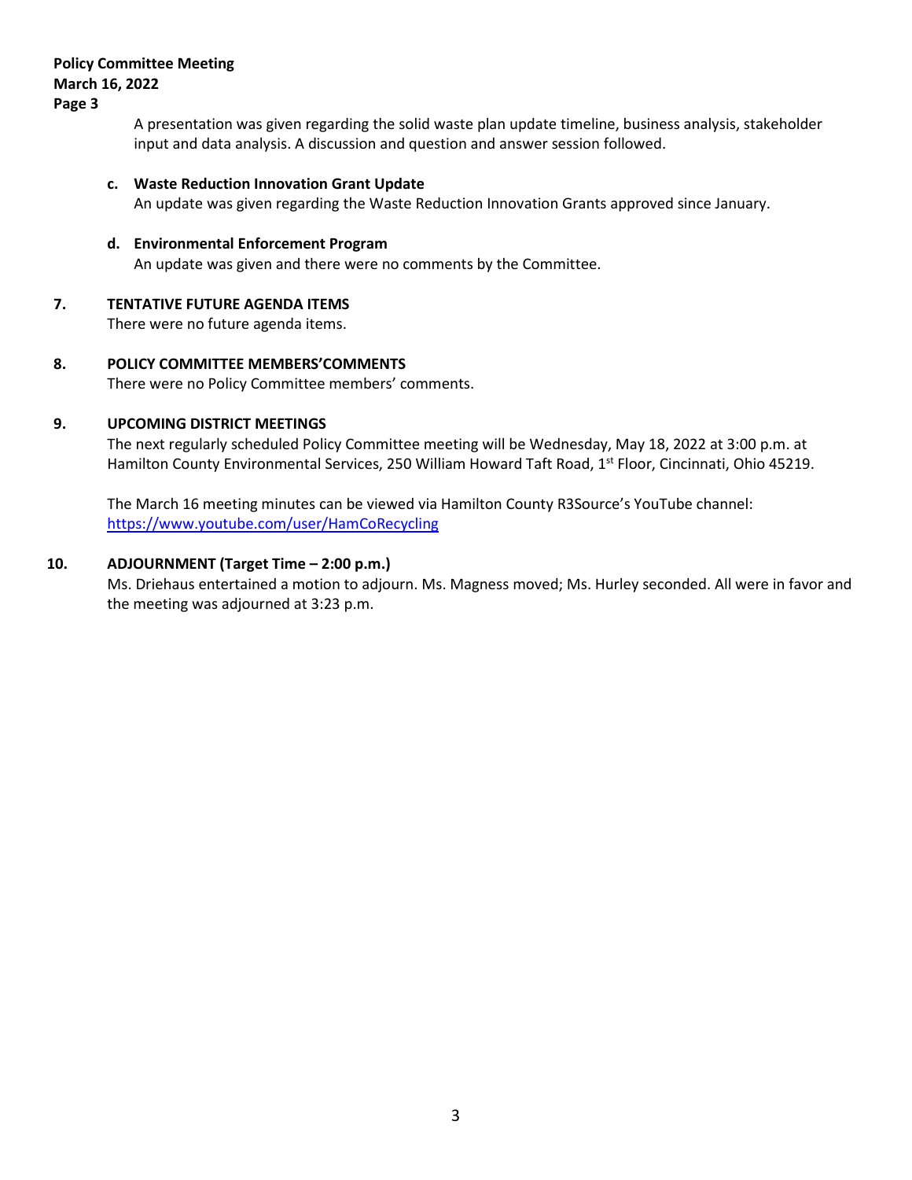A presentation was given regarding the solid waste plan update timeline, business analysis, stakeholder input and data analysis. A discussion and question and answer session followed.

**c. Waste Reduction Innovation Grant Update**

An update was given regarding the Waste Reduction Innovation Grants approved since January.

**d. Environmental Enforcement Program**

An update was given and there were no comments by the Committee.

**7. TENTATIVE FUTURE AGENDA ITEMS**

There were no future agenda items.

**8. POLICY COMMITTEE MEMBERS'COMMENTS**

There were no Policy Committee members' comments.

**9. UPCOMING DISTRICT MEETINGS**

The next regularly scheduled Policy Committee meeting will be Wednesday, May 18, 2022 at 3:00 p.m. at Hamilton County Environmental Services, 250 William Howard Taft Road, 1st Floor, Cincinnati, Ohio 45219.

The March 16 meeting minutes can be viewed via Hamilton County R3Source's YouTube channel: https://www.youtube.com/user/HamCoRecycling

**10. ADJOURNMENT (Target Time – 2:00 p.m.)**

Ms. Driehaus entertained a motion to adjourn. Ms. Magness moved; Ms. Hurley seconded. All were in favor and the meeting was adjourned at 3:23 p.m.